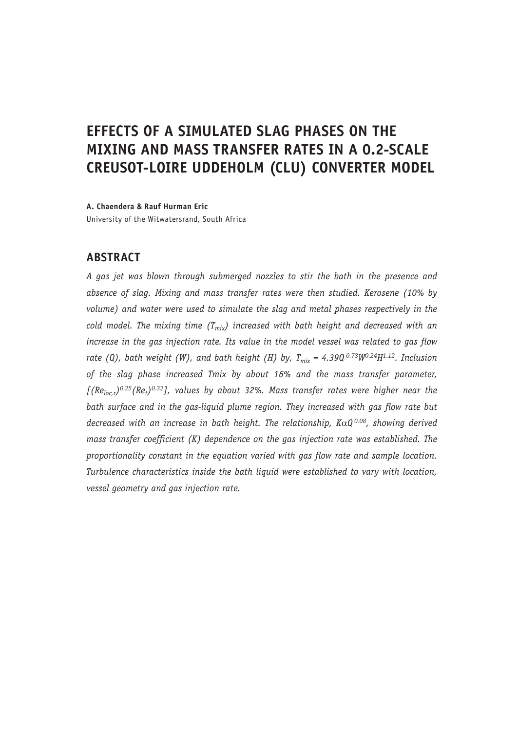# EFFECTS OF A SIMULATED SLAG PHASES ON THE MIXING AND MASS TRANSFER RATES IN A 0.2-SCALE CREUSOT-LOIRE UDDEHOLM (CLU) CONVERTER MODEL

**A. Chaendera & Rauf Hurman Eric**

University of the Witwatersrand, South Africa

## ABSTRACT

*A gas jet was blown through submerged nozzles to stir the bath in the presence and absence of slag. Mixing and mass transfer rates were then studied. Kerosene (10% by volume) and water were used to simulate the slag and metal phases respectively in the cold model. The mixing time ($T_{mix}$) increased with bath height and decreased with an increase in the gas injection rate. Its value in the model vessel was related to gas flow rate (Q), bath weight (W), and bath height (H) by, $T_{mix} = 4.39Q^{-0.73}W^{0.24}H^{1.12}$. Inclusion of the slag phase increased Tmix by about 16% and the mass transfer parameter, $[(Re_{loc,r})^{0.25}(Re_t)^{0.32}]$, values by about 32%. Mass transfer rates were higher near the bath surface and in the gas-liquid plume region. They increased with gas flow rate but decreased with an increase in bath height. The relationship, $K \alpha Q^{0.08}$, showing derived mass transfer coefficient (K) dependence on the gas injection rate was established. The proportionality constant in the equation varied with gas flow rate and sample location. Turbulence characteristics inside the bath liquid were established to vary with location, vessel geometry and gas injection rate.*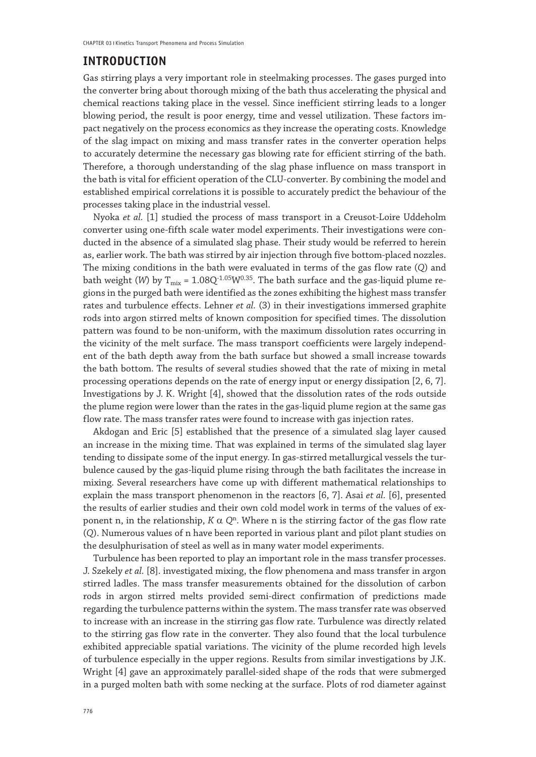## INTRODUCTION

Gas stirring plays a very important role in steelmaking processes. The gases purged into the converter bring about thorough mixing of the bath thus accelerating the physical and chemical reactions taking place in the vessel. Since inefficient stirring leads to a longer blowing period, the result is poor energy, time and vessel utilization. These factors impact negatively on the process economics as they increase the operating costs. Knowledge of the slag impact on mixing and mass transfer rates in the converter operation helps to accurately determine the necessary gas blowing rate for efficient stirring of the bath. Therefore, a thorough understanding of the slag phase influence on mass transport in the bath is vital for efficient operation of the CLU-converter. By combining the model and established empirical correlations it is possible to accurately predict the behaviour of the processes taking place in the industrial vessel.

Nyoka *et al.* [1] studied the process of mass transport in a Creusot-Loire Uddeholm converter using one-fifth scale water model experiments. Their investigations were conducted in the absence of a simulated slag phase. Their study would be referred to herein as, earlier work. The bath was stirred by air injection through five bottom-placed nozzles. The mixing conditions in the bath were evaluated in terms of the gas flow rate (*Q*) and bath weight (*W*) by $T_{mix} = 1.08Q^{-1.05}W^{0.35}$. The bath surface and the gas-liquid plume regions in the purged bath were identified as the zones exhibiting the highest mass transfer rates and turbulence effects. Lehner *et al.* (3) in their investigations immersed graphite rods into argon stirred melts of known composition for specified times. The dissolution pattern was found to be non-uniform, with the maximum dissolution rates occurring in the vicinity of the melt surface. The mass transport coefficients were largely independent of the bath depth away from the bath surface but showed a small increase towards the bath bottom. The results of several studies showed that the rate of mixing in metal processing operations depends on the rate of energy input or energy dissipation [2, 6, 7]. Investigations by J. K. Wright [4], showed that the dissolution rates of the rods outside the plume region were lower than the rates in the gas-liquid plume region at the same gas flow rate. The mass transfer rates were found to increase with gas injection rates.

Akdogan and Eric [5] established that the presence of a simulated slag layer caused an increase in the mixing time. That was explained in terms of the simulated slag layer tending to dissipate some of the input energy. In gas-stirred metallurgical vessels the turbulence caused by the gas-liquid plume rising through the bath facilitates the increase in mixing. Several researchers have come up with different mathematical relationships to explain the mass transport phenomenon in the reactors [6, 7]. Asai *et al.* [6], presented the results of earlier studies and their own cold model work in terms of the values of exponent n, in the relationship, $K \alpha Q^n$. Where n is the stirring factor of the gas flow rate (*Q*). Numerous values of n have been reported in various plant and pilot plant studies on the desulphurisation of steel as well as in many water model experiments.

Turbulence has been reported to play an important role in the mass transfer processes. J. Szekely *et al.* [8]. investigated mixing, the flow phenomena and mass transfer in argon stirred ladles. The mass transfer measurements obtained for the dissolution of carbon rods in argon stirred melts provided semi-direct confirmation of predictions made regarding the turbulence patterns within the system. The mass transfer rate was observed to increase with an increase in the stirring gas flow rate. Turbulence was directly related to the stirring gas flow rate in the converter. They also found that the local turbulence exhibited appreciable spatial variations. The vicinity of the plume recorded high levels of turbulence especially in the upper regions. Results from similar investigations by J.K. Wright [4] gave an approximately parallel-sided shape of the rods that were submerged in a purged molten bath with some necking at the surface. Plots of rod diameter against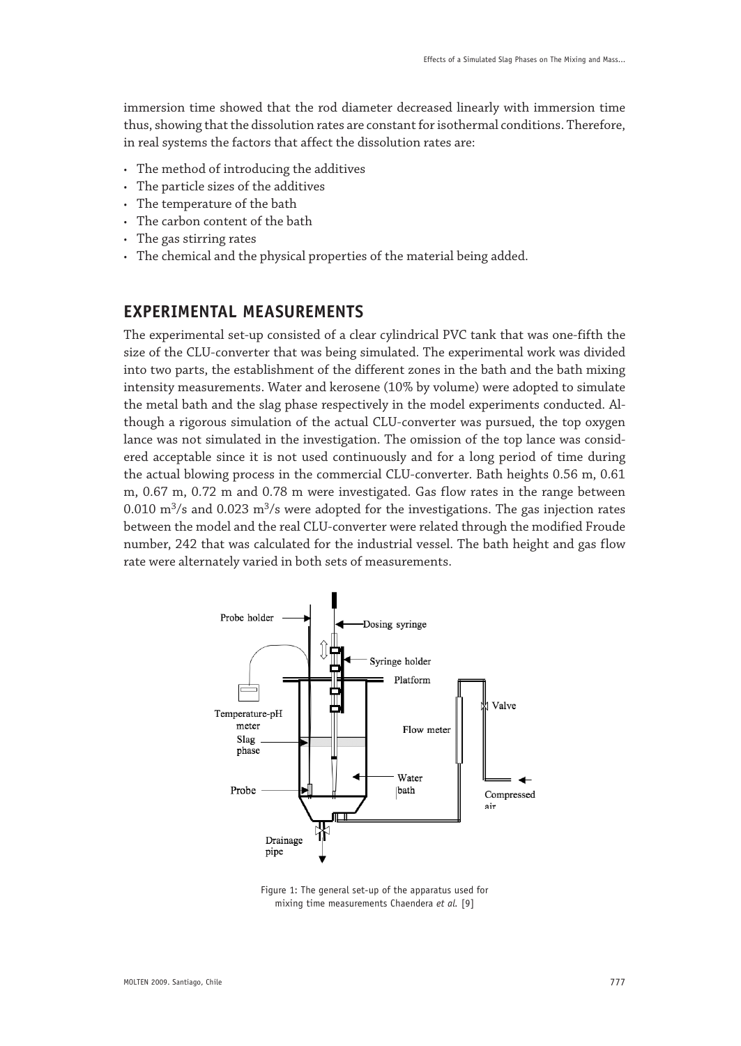immersion time showed that the rod diameter decreased linearly with immersion time thus, showing that the dissolution rates are constant for isothermal conditions. Therefore, in real systems the factors that affect the dissolution rates are:

- The method of introducing the additives
- The particle sizes of the additives
- The temperature of the bath
- The carbon content of the bath
- The gas stirring rates
- The chemical and the physical properties of the material being added.

## EXPERIMENTAL MEASUREMENTS

The experimental set-up consisted of a clear cylindrical PVC tank that was one-fifth the size of the CLU-converter that was being simulated. The experimental work was divided into two parts, the establishment of the different zones in the bath and the bath mixing intensity measurements. Water and kerosene (10% by volume) were adopted to simulate the metal bath and the slag phase respectively in the model experiments conducted. Although a rigorous simulation of the actual CLU-converter was pursued, the top oxygen lance was not simulated in the investigation. The omission of the top lance was considered acceptable since it is not used continuously and for a long period of time during the actual blowing process in the commercial CLU-converter. Bath heights 0.56 m, 0.61 m, 0.67 m, 0.72 m and 0.78 m were investigated. Gas flow rates in the range between 0.010 $m^3/s$ and 0.023 $m^3/s$ were adopted for the investigations. The gas injection rates between the model and the real CLU-converter were related through the modified Froude number, 242 that was calculated for the industrial vessel. The bath height and gas flow rate were alternately varied in both sets of measurements.

Figure 1: The general set-up of the apparatus used for mixing time measurements Chaendera *et al.* [9]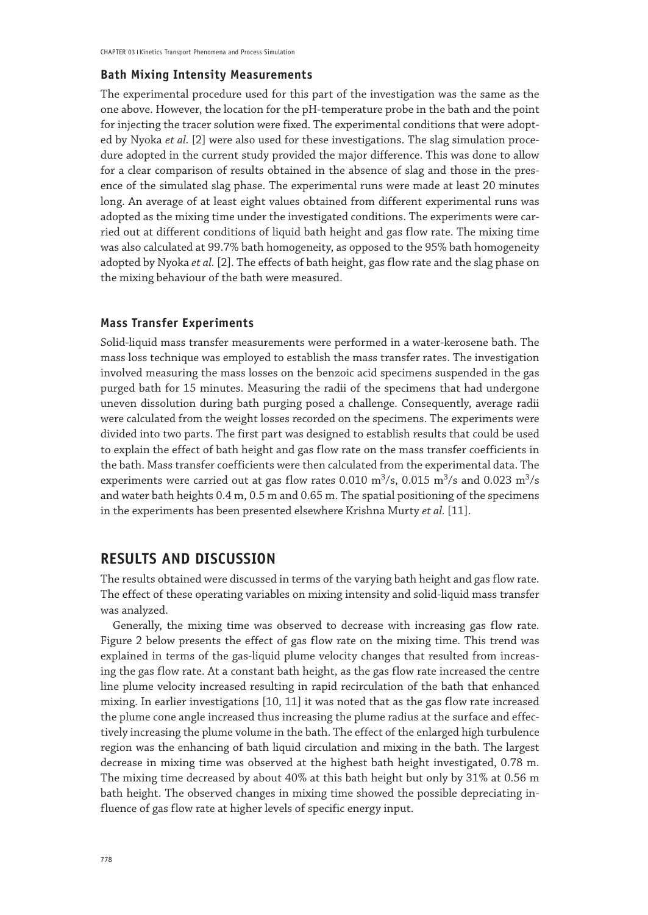### Bath Mixing Intensity Measurements

The experimental procedure used for this part of the investigation was the same as the one above. However, the location for the pH-temperature probe in the bath and the point for injecting the tracer solution were fixed. The experimental conditions that were adopted by Nyoka *et al.* [2] were also used for these investigations. The slag simulation procedure adopted in the current study provided the major difference. This was done to allow for a clear comparison of results obtained in the absence of slag and those in the presence of the simulated slag phase. The experimental runs were made at least 20 minutes long. An average of at least eight values obtained from different experimental runs was adopted as the mixing time under the investigated conditions. The experiments were carried out at different conditions of liquid bath height and gas flow rate. The mixing time was also calculated at 99.7% bath homogeneity, as opposed to the 95% bath homogeneity adopted by Nyoka *et al.* [2]. The effects of bath height, gas flow rate and the slag phase on the mixing behaviour of the bath were measured.

### Mass Transfer Experiments

Solid-liquid mass transfer measurements were performed in a water-kerosene bath. The mass loss technique was employed to establish the mass transfer rates. The investigation involved measuring the mass losses on the benzoic acid specimens suspended in the gas purged bath for 15 minutes. Measuring the radii of the specimens that had undergone uneven dissolution during bath purging posed a challenge. Consequently, average radii were calculated from the weight losses recorded on the specimens. The experiments were divided into two parts. The first part was designed to establish results that could be used to explain the effect of bath height and gas flow rate on the mass transfer coefficients in the bath. Mass transfer coefficients were then calculated from the experimental data. The experiments were carried out at gas flow rates 0.010 $m^3/s$, 0.015 $m^3/s$ and 0.023 $m^3/s$ and water bath heights 0.4 m, 0.5 m and 0.65 m. The spatial positioning of the specimens in the experiments has been presented elsewhere Krishna Murty *et al.* [11].

## RESULTS AND DISCUSSION

The results obtained were discussed in terms of the varying bath height and gas flow rate. The effect of these operating variables on mixing intensity and solid-liquid mass transfer was analyzed.

Generally, the mixing time was observed to decrease with increasing gas flow rate. Figure 2 below presents the effect of gas flow rate on the mixing time. This trend was explained in terms of the gas-liquid plume velocity changes that resulted from increasing the gas flow rate. At a constant bath height, as the gas flow rate increased the centre line plume velocity increased resulting in rapid recirculation of the bath that enhanced mixing. In earlier investigations [10, 11] it was noted that as the gas flow rate increased the plume cone angle increased thus increasing the plume radius at the surface and effectively increasing the plume volume in the bath. The effect of the enlarged high turbulence region was the enhancing of bath liquid circulation and mixing in the bath. The largest decrease in mixing time was observed at the highest bath height investigated, 0.78 m. The mixing time decreased by about 40% at this bath height but only by 31% at 0.56 m bath height. The observed changes in mixing time showed the possible depreciating influence of gas flow rate at higher levels of specific energy input.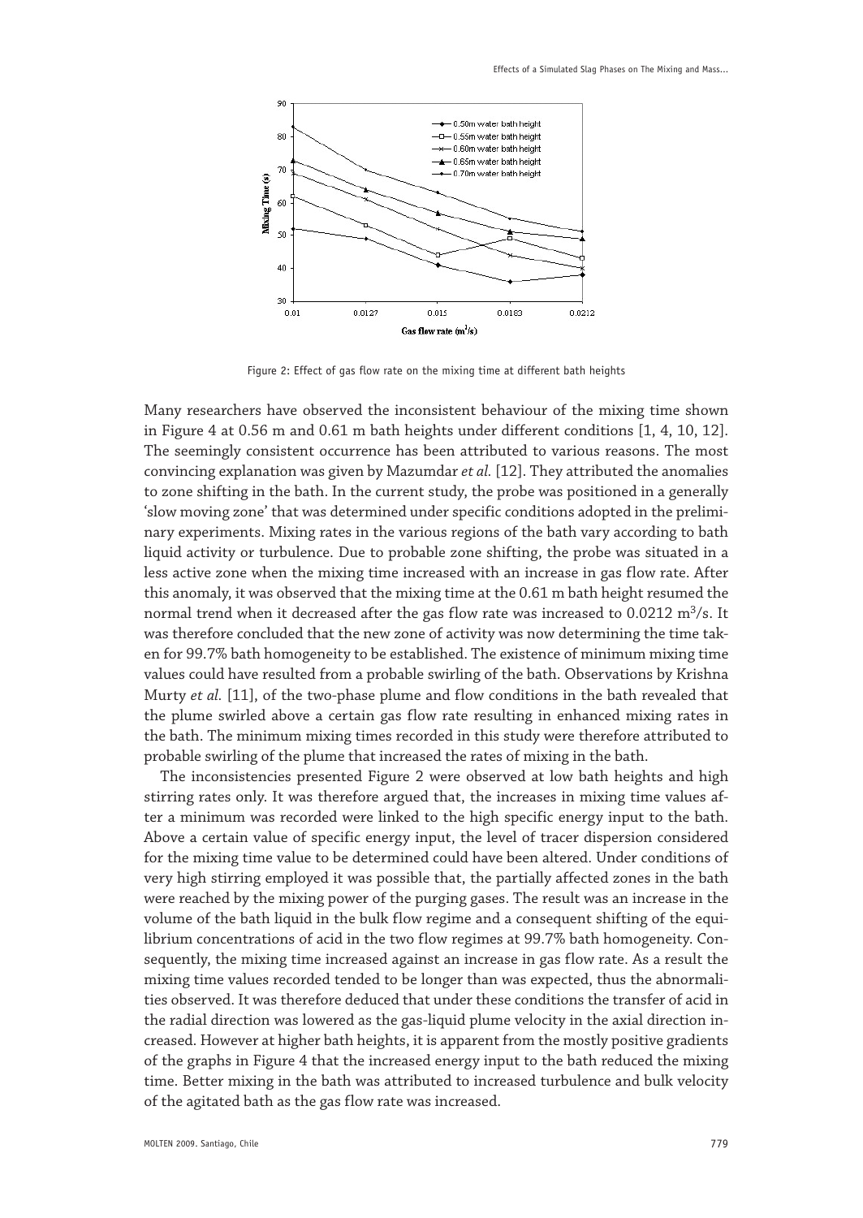Figure 2: Effect of gas flow rate on the mixing time at different bath heights

Many researchers have observed the inconsistent behaviour of the mixing time shown in Figure 4 at 0.56 m and 0.61 m bath heights under different conditions [1, 4, 10, 12]. The seemingly consistent occurrence has been attributed to various reasons. The most convincing explanation was given by Mazumdar *et al.* [12]. They attributed the anomalies to zone shifting in the bath. In the current study, the probe was positioned in a generally 'slow moving zone' that was determined under specific conditions adopted in the preliminary experiments. Mixing rates in the various regions of the bath vary according to bath liquid activity or turbulence. Due to probable zone shifting, the probe was situated in a less active zone when the mixing time increased with an increase in gas flow rate. After this anomaly, it was observed that the mixing time at the 0.61 m bath height resumed the normal trend when it decreased after the gas flow rate was increased to 0.0212 $m^3/s$. It was therefore concluded that the new zone of activity was now determining the time taken for 99.7% bath homogeneity to be established. The existence of minimum mixing time values could have resulted from a probable swirling of the bath. Observations by Krishna Murty *et al.* [11], of the two-phase plume and flow conditions in the bath revealed that the plume swirled above a certain gas flow rate resulting in enhanced mixing rates in the bath. The minimum mixing times recorded in this study were therefore attributed to probable swirling of the plume that increased the rates of mixing in the bath.

The inconsistencies presented Figure 2 were observed at low bath heights and high stirring rates only. It was therefore argued that, the increases in mixing time values after a minimum was recorded were linked to the high specific energy input to the bath. Above a certain value of specific energy input, the level of tracer dispersion considered for the mixing time value to be determined could have been altered. Under conditions of very high stirring employed it was possible that, the partially affected zones in the bath were reached by the mixing power of the purging gases. The result was an increase in the volume of the bath liquid in the bulk flow regime and a consequent shifting of the equilibrium concentrations of acid in the two flow regimes at 99.7% bath homogeneity. Consequently, the mixing time increased against an increase in gas flow rate. As a result the mixing time values recorded tended to be longer than was expected, thus the abnormalities observed. It was therefore deduced that under these conditions the transfer of acid in the radial direction was lowered as the gas-liquid plume velocity in the axial direction increased. However at higher bath heights, it is apparent from the mostly positive gradients of the graphs in Figure 4 that the increased energy input to the bath reduced the mixing time. Better mixing in the bath was attributed to increased turbulence and bulk velocity of the agitated bath as the gas flow rate was increased.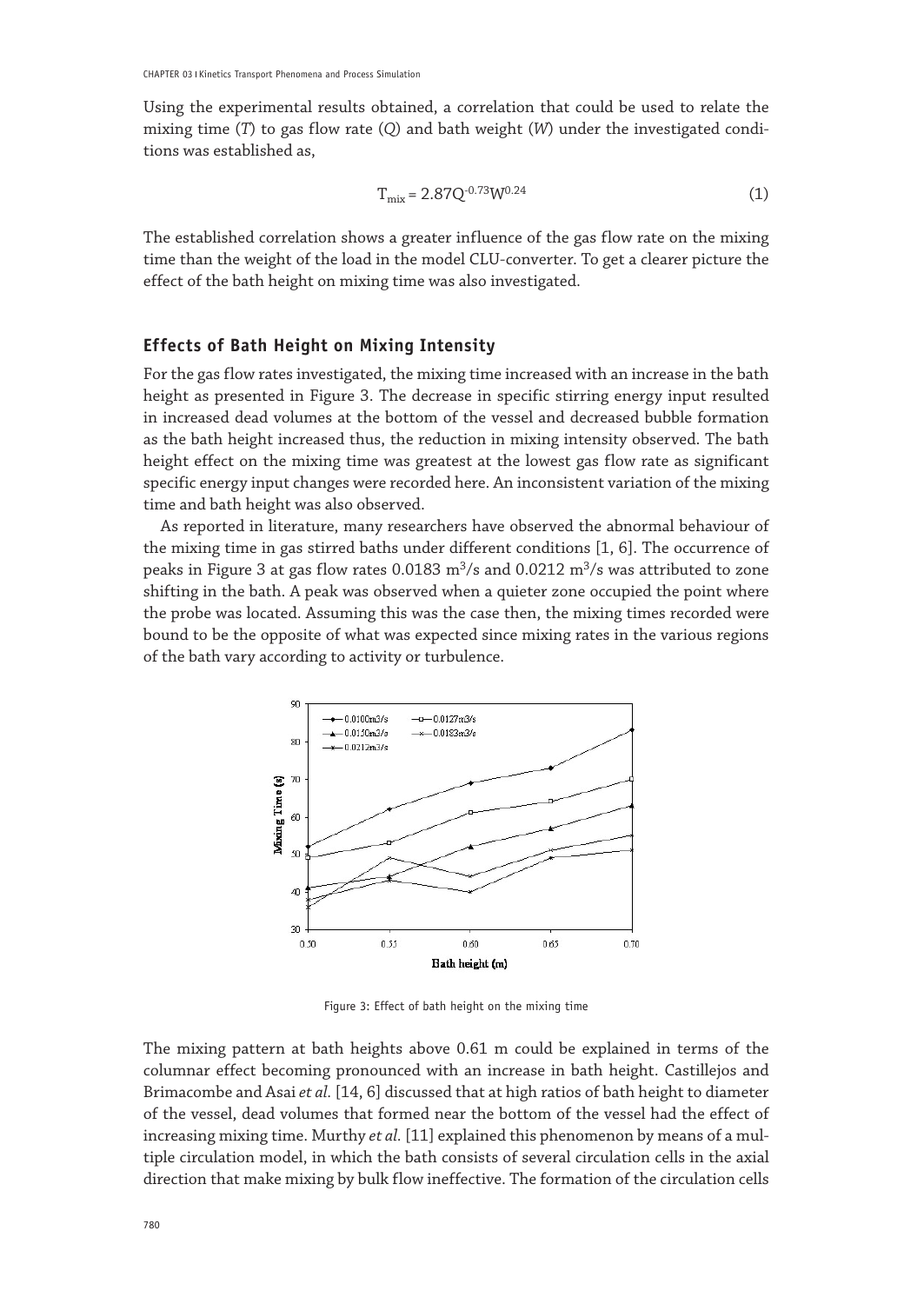Using the experimental results obtained, a correlation that could be used to relate the mixing time (*T*) to gas flow rate (*Q*) and bath weight (*W*) under the investigated conditions was established as,

$$T_{mix} = 2.87Q^{-0.73}W^{0.24} \tag{1}$$

The established correlation shows a greater influence of the gas flow rate on the mixing time than the weight of the load in the model CLU-converter. To get a clearer picture the effect of the bath height on mixing time was also investigated.

## Effects of Bath Height on Mixing Intensity

For the gas flow rates investigated, the mixing time increased with an increase in the bath height as presented in Figure 3. The decrease in specific stirring energy input resulted in increased dead volumes at the bottom of the vessel and decreased bubble formation as the bath height increased thus, the reduction in mixing intensity observed. The bath height effect on the mixing time was greatest at the lowest gas flow rate as significant specific energy input changes were recorded here. An inconsistent variation of the mixing time and bath height was also observed.

As reported in literature, many researchers have observed the abnormal behaviour of the mixing time in gas stirred baths under different conditions [1, 6]. The occurrence of peaks in Figure 3 at gas flow rates 0.0183 $m^3/s$ and 0.0212 $m^3/s$ was attributed to zone shifting in the bath. A peak was observed when a quieter zone occupied the point where the probe was located. Assuming this was the case then, the mixing times recorded were bound to be the opposite of what was expected since mixing rates in the various regions of the bath vary according to activity or turbulence.

Figure 3: Effect of bath height on the mixing time

The mixing pattern at bath heights above 0.61 m could be explained in terms of the columnar effect becoming pronounced with an increase in bath height. Castillejos and Brimacombe and Asai *et al.* [14, 6] discussed that at high ratios of bath height to diameter of the vessel, dead volumes that formed near the bottom of the vessel had the effect of increasing mixing time. Murthy *et al.* [11] explained this phenomenon by means of a multiple circulation model, in which the bath consists of several circulation cells in the axial direction that make mixing by bulk flow ineffective. The formation of the circulation cells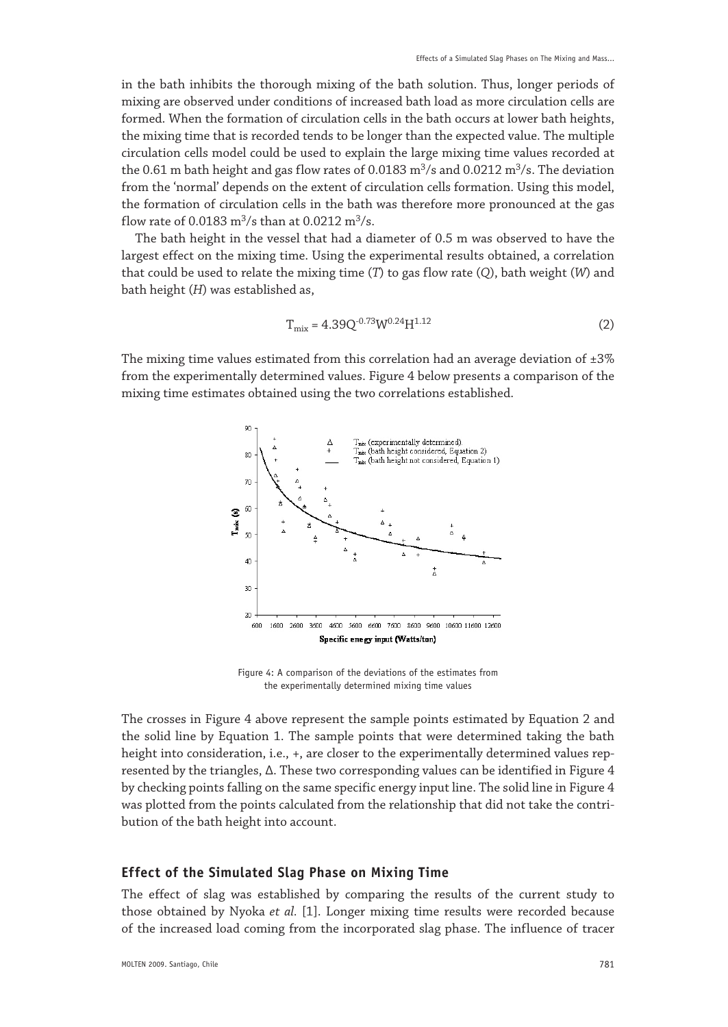in the bath inhibits the thorough mixing of the bath solution. Thus, longer periods of mixing are observed under conditions of increased bath load as more circulation cells are formed. When the formation of circulation cells in the bath occurs at lower bath heights, the mixing time that is recorded tends to be longer than the expected value. The multiple circulation cells model could be used to explain the large mixing time values recorded at the 0.61 m bath height and gas flow rates of 0.0183 $m^3/s$ and 0.0212 $m^3/s$. The deviation from the 'normal' depends on the extent of circulation cells formation. Using this model, the formation of circulation cells in the bath was therefore more pronounced at the gas flow rate of 0.0183 $m^3/s$ than at 0.0212 $m^3/s$.

The bath height in the vessel that had a diameter of 0.5 m was observed to have the largest effect on the mixing time. Using the experimental results obtained, a correlation that could be used to relate the mixing time (*T*) to gas flow rate (*Q*), bath weight (*W*) and bath height (*H*) was established as,

$$T_{mix} = 4.39Q^{-0.73}W^{0.24}H^{1.12} \tag{2}$$

The mixing time values estimated from this correlation had an average deviation of ±3% from the experimentally determined values. Figure 4 below presents a comparison of the mixing time estimates obtained using the two correlations established.

Figure 4: A comparison of the deviations of the estimates from the experimentally determined mixing time values

The crosses in Figure 4 above represent the sample points estimated by Equation 2 and the solid line by Equation 1. The sample points that were determined taking the bath height into consideration, i.e., +, are closer to the experimentally determined values represented by the triangles, Δ. These two corresponding values can be identified in Figure 4 by checking points falling on the same specific energy input line. The solid line in Figure 4 was plotted from the points calculated from the relationship that did not take the contribution of the bath height into account.

## Effect of the Simulated Slag Phase on Mixing Time

The effect of slag was established by comparing the results of the current study to those obtained by Nyoka *et al.* [1]. Longer mixing time results were recorded because of the increased load coming from the incorporated slag phase. The influence of tracer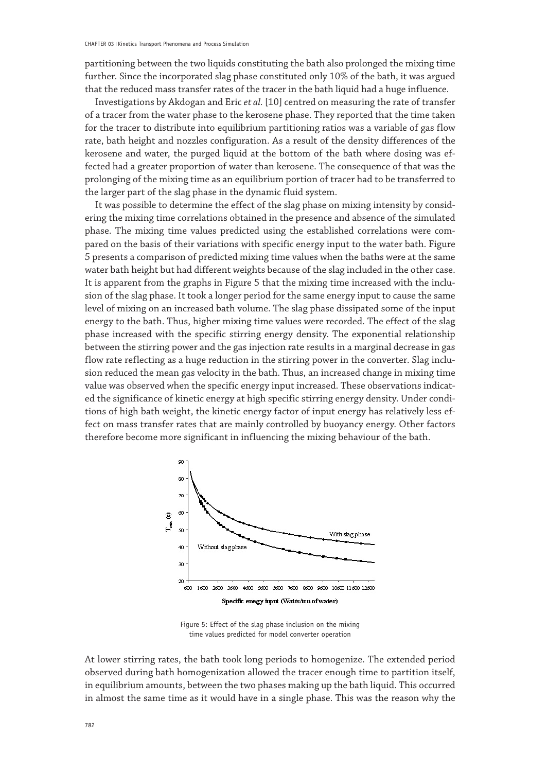partitioning between the two liquids constituting the bath also prolonged the mixing time further. Since the incorporated slag phase constituted only 10% of the bath, it was argued that the reduced mass transfer rates of the tracer in the bath liquid had a huge influence.

Investigations by Akdogan and Eric *et al.* [10] centred on measuring the rate of transfer of a tracer from the water phase to the kerosene phase. They reported that the time taken for the tracer to distribute into equilibrium partitioning ratios was a variable of gas flow rate, bath height and nozzles configuration. As a result of the density differences of the kerosene and water, the purged liquid at the bottom of the bath where dosing was effected had a greater proportion of water than kerosene. The consequence of that was the prolonging of the mixing time as an equilibrium portion of tracer had to be transferred to the larger part of the slag phase in the dynamic fluid system.

It was possible to determine the effect of the slag phase on mixing intensity by considering the mixing time correlations obtained in the presence and absence of the simulated phase. The mixing time values predicted using the established correlations were compared on the basis of their variations with specific energy input to the water bath. Figure 5 presents a comparison of predicted mixing time values when the baths were at the same water bath height but had different weights because of the slag included in the other case. It is apparent from the graphs in Figure 5 that the mixing time increased with the inclusion of the slag phase. It took a longer period for the same energy input to cause the same level of mixing on an increased bath volume. The slag phase dissipated some of the input energy to the bath. Thus, higher mixing time values were recorded. The effect of the slag phase increased with the specific stirring energy density. The exponential relationship between the stirring power and the gas injection rate results in a marginal decrease in gas flow rate reflecting as a huge reduction in the stirring power in the converter. Slag inclusion reduced the mean gas velocity in the bath. Thus, an increased change in mixing time value was observed when the specific energy input increased. These observations indicated the significance of kinetic energy at high specific stirring energy density. Under conditions of high bath weight, the kinetic energy factor of input energy has relatively less effect on mass transfer rates that are mainly controlled by buoyancy energy. Other factors therefore become more significant in influencing the mixing behaviour of the bath.

Figure 5: Effect of the slag phase inclusion on the mixing time values predicted for model converter operation

At lower stirring rates, the bath took long periods to homogenize. The extended period observed during bath homogenization allowed the tracer enough time to partition itself, in equilibrium amounts, between the two phases making up the bath liquid. This occurred in almost the same time as it would have in a single phase. This was the reason why the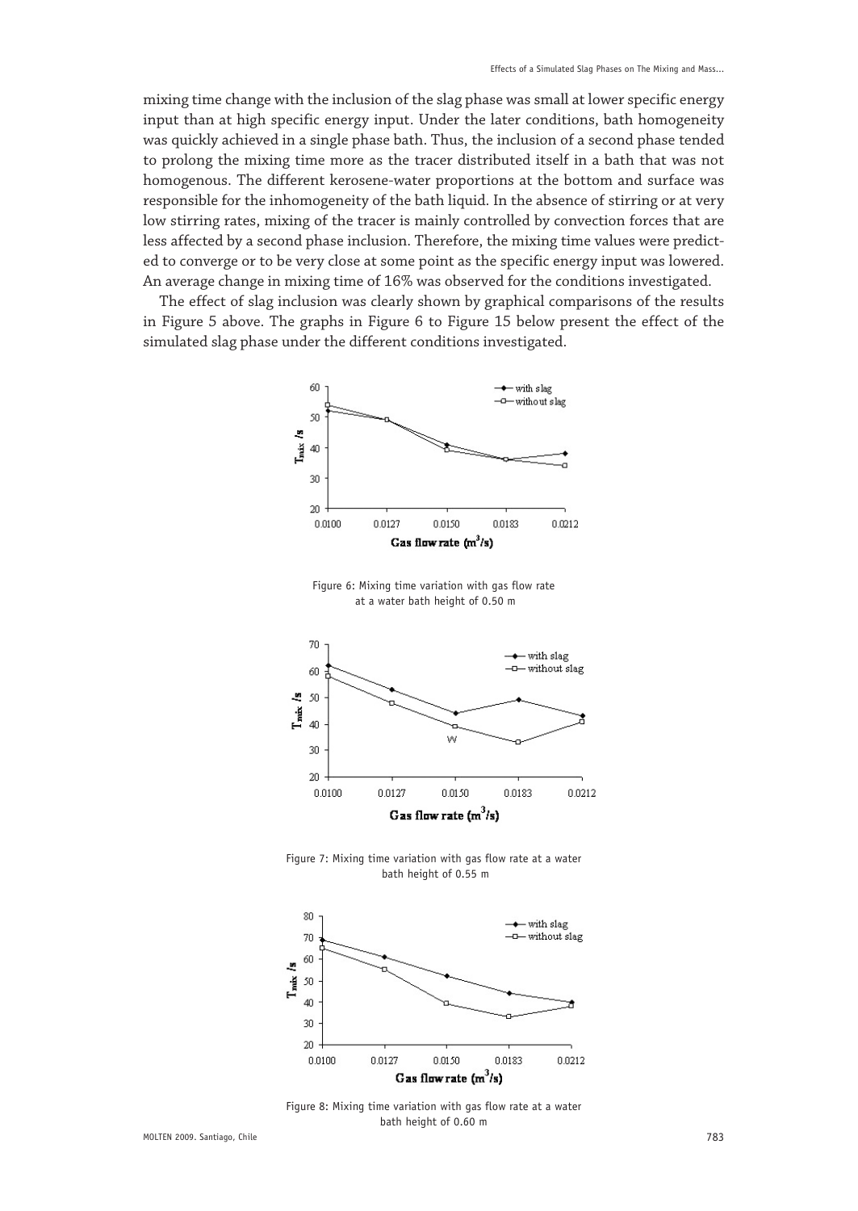mixing time change with the inclusion of the slag phase was small at lower specific energy input than at high specific energy input. Under the later conditions, bath homogeneity was quickly achieved in a single phase bath. Thus, the inclusion of a second phase tended to prolong the mixing time more as the tracer distributed itself in a bath that was not homogenous. The different kerosene-water proportions at the bottom and surface was responsible for the inhomogeneity of the bath liquid. In the absence of stirring or at very low stirring rates, mixing of the tracer is mainly controlled by convection forces that are less affected by a second phase inclusion. Therefore, the mixing time values were predicted to converge or to be very close at some point as the specific energy input was lowered. An average change in mixing time of 16% was observed for the conditions investigated.

The effect of slag inclusion was clearly shown by graphical comparisons of the results in Figure 5 above. The graphs in Figure 6 to Figure 15 below present the effect of the simulated slag phase under the different conditions investigated.

Figure 6: Mixing time variation with gas flow rate at a water bath height of 0.50 m

Figure 7: Mixing time variation with gas flow rate at a water bath height of 0.55 m

Figure 8: Mixing time variation with gas flow rate at a water bath height of 0.60 m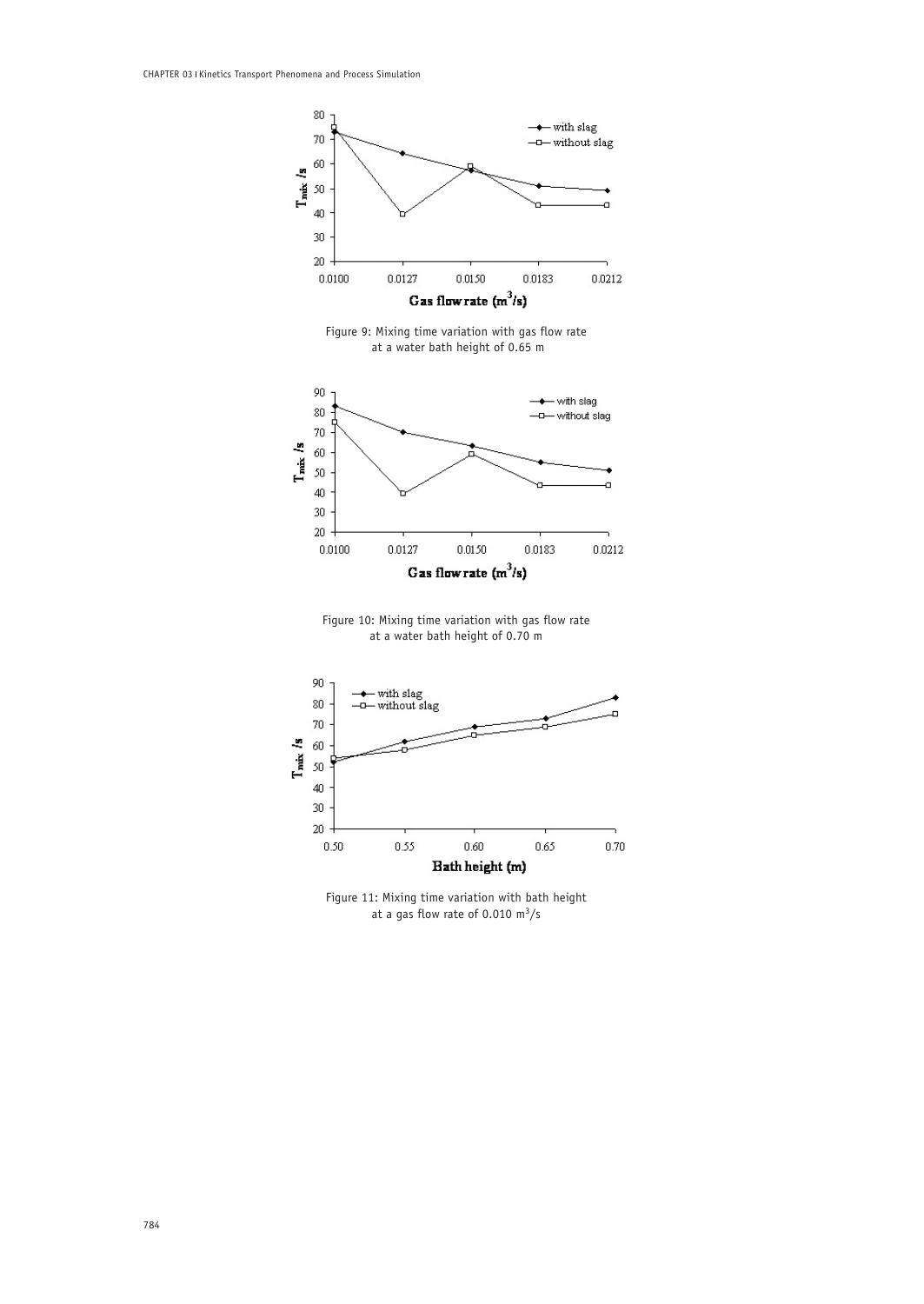Figure 9: Mixing time variation with gas flow rate at a water bath height of 0.65 m

Figure 10: Mixing time variation with gas flow rate at a water bath height of 0.70 m

Figure 11: Mixing time variation with bath height at a gas flow rate of 0.010 $m^3/s$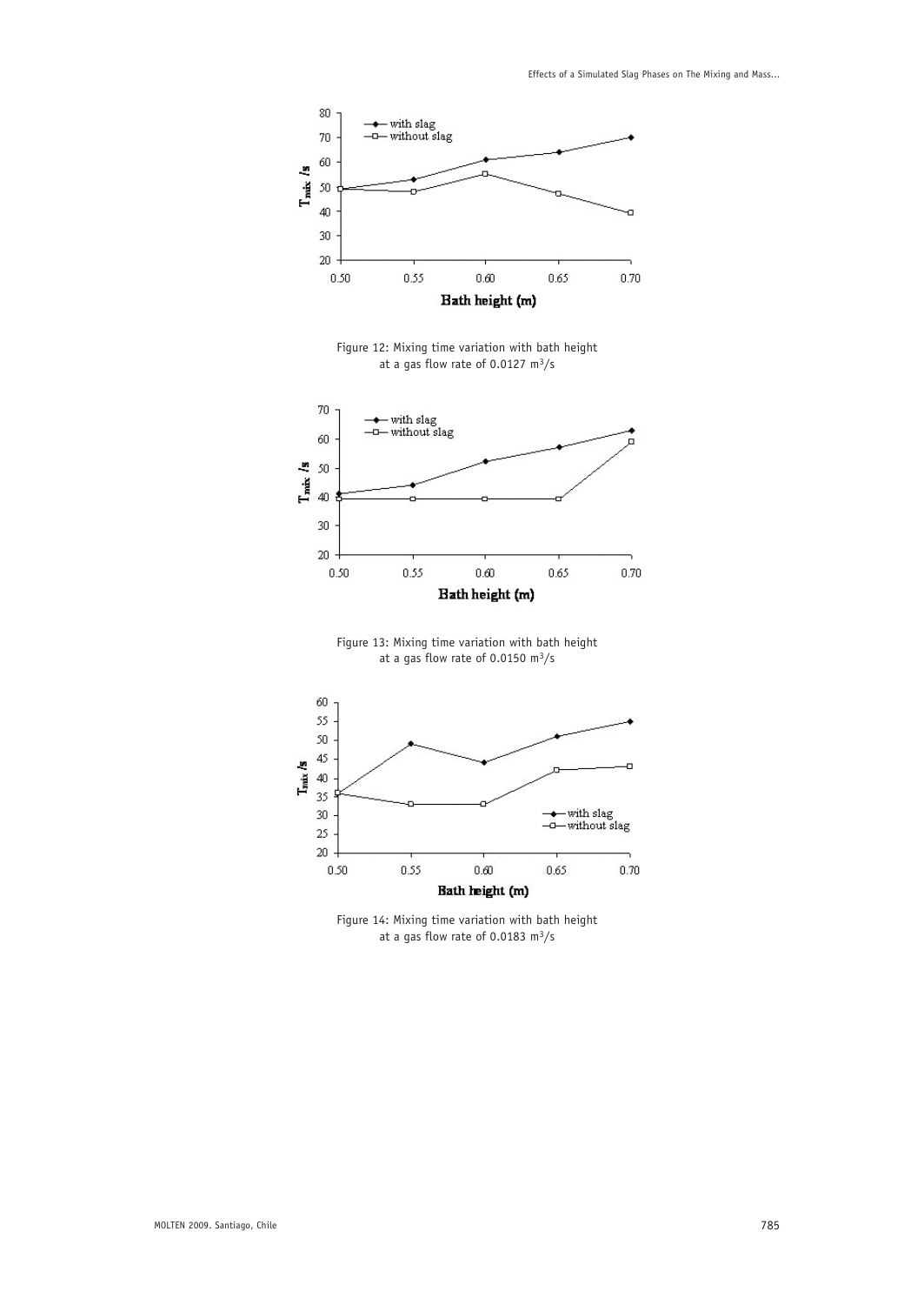Figure 12: Mixing time variation with bath height at a gas flow rate of 0.0127 $m^3/s$

Figure 13: Mixing time variation with bath height at a gas flow rate of 0.0150 $m^3/s$

Figure 14: Mixing time variation with bath height at a gas flow rate of 0.0183 $m^3/s$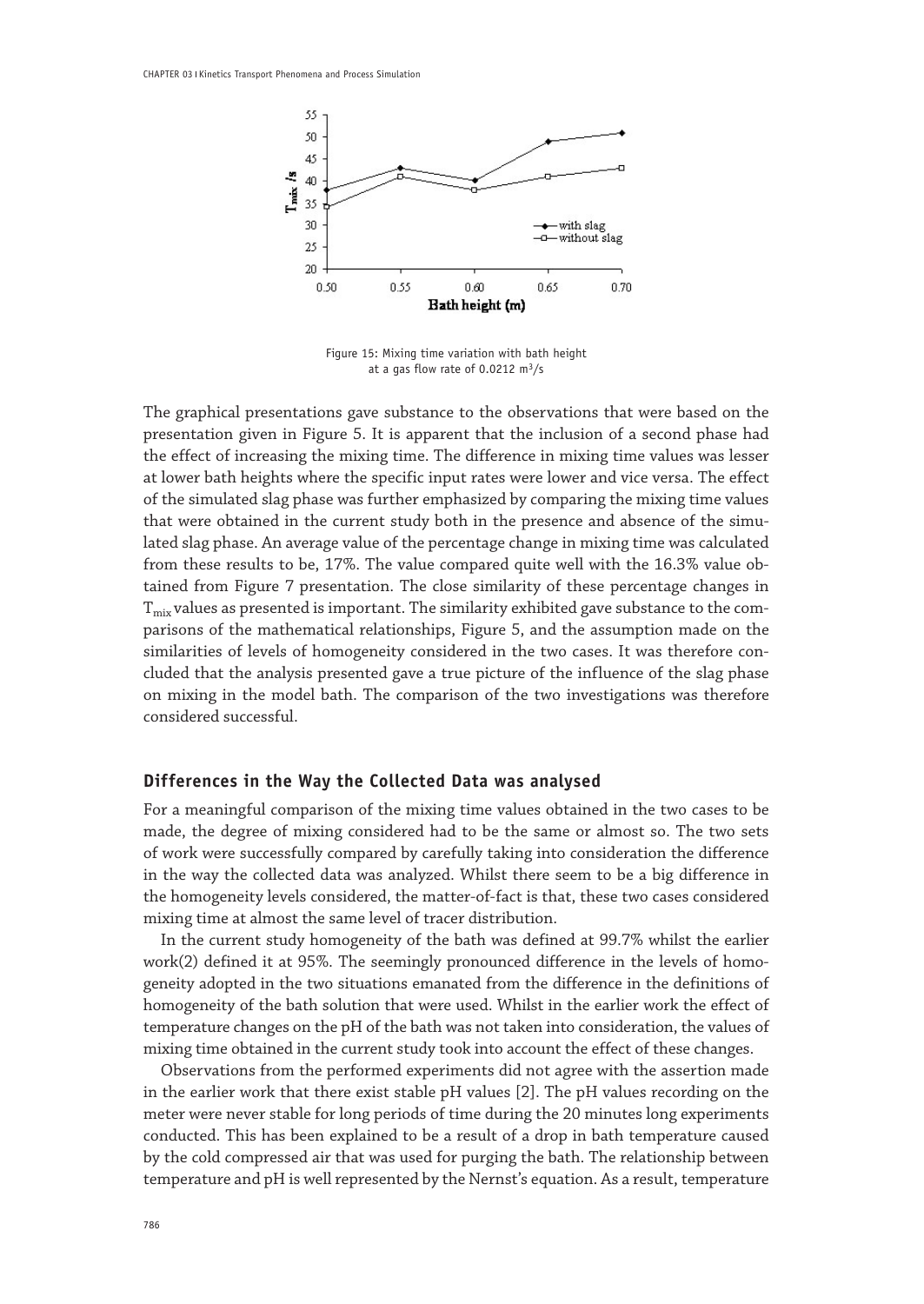Figure 15: Mixing time variation with bath height at a gas flow rate of 0.0212 m$^3$/s

The graphical presentations gave substance to the observations that were based on the presentation given in Figure 5. It is apparent that the inclusion of a second phase had the effect of increasing the mixing time. The difference in mixing time values was lesser at lower bath heights where the specific input rates were lower and vice versa. The effect of the simulated slag phase was further emphasized by comparing the mixing time values that were obtained in the current study both in the presence and absence of the simulated slag phase. An average value of the percentage change in mixing time was calculated from these results to be, 17%. The value compared quite well with the 16.3% value obtained from Figure 7 presentation. The close similarity of these percentage changes in $T_{mix}$ values as presented is important. The similarity exhibited gave substance to the comparisons of the mathematical relationships, Figure 5, and the assumption made on the similarities of levels of homogeneity considered in the two cases. It was therefore concluded that the analysis presented gave a true picture of the influence of the slag phase on mixing in the model bath. The comparison of the two investigations was therefore considered successful.

## Differences in the Way the Collected Data was analysed

For a meaningful comparison of the mixing time values obtained in the two cases to be made, the degree of mixing considered had to be the same or almost so. The two sets of work were successfully compared by carefully taking into consideration the difference in the way the collected data was analyzed. Whilst there seem to be a big difference in the homogeneity levels considered, the matter-of-fact is that, these two cases considered mixing time at almost the same level of tracer distribution.

In the current study homogeneity of the bath was defined at 99.7% whilst the earlier work(2) defined it at 95%. The seemingly pronounced difference in the levels of homogeneity adopted in the two situations emanated from the difference in the definitions of homogeneity of the bath solution that were used. Whilst in the earlier work the effect of temperature changes on the pH of the bath was not taken into consideration, the values of mixing time obtained in the current study took into account the effect of these changes.

Observations from the performed experiments did not agree with the assertion made in the earlier work that there exist stable pH values [2]. The pH values recording on the meter were never stable for long periods of time during the 20 minutes long experiments conducted. This has been explained to be a result of a drop in bath temperature caused by the cold compressed air that was used for purging the bath. The relationship between temperature and pH is well represented by the Nernst's equation. As a result, temperature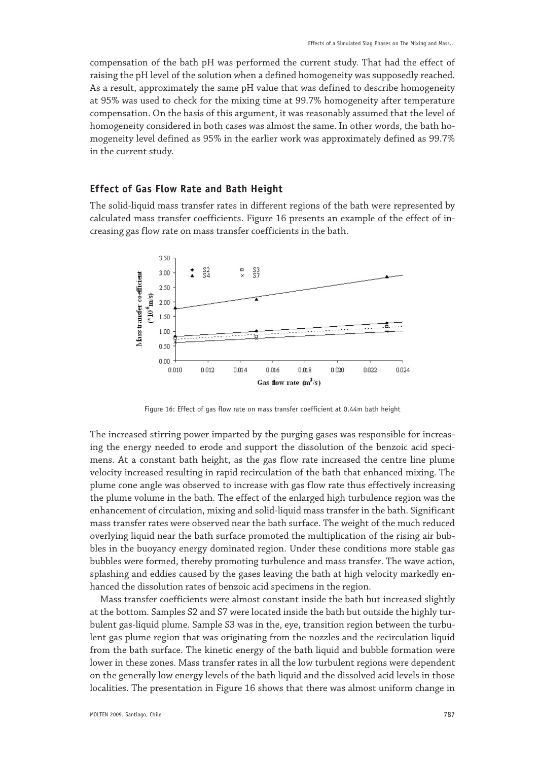compensation of the bath pH was performed the current study. That had the effect of raising the pH level of the solution when a defined homogeneity was supposedly reached. As a result, approximately the same pH value that was defined to describe homogeneity at 95% was used to check for the mixing time at 99.7% homogeneity after temperature compensation. On the basis of this argument, it was reasonably assumed that the level of homogeneity considered in both cases was almost the same. In other words, the bath homogeneity level defined as 95% in the earlier work was approximately defined as 99.7% in the current study.

## Effect of Gas Flow Rate and Bath Height

The solid-liquid mass transfer rates in different regions of the bath were represented by calculated mass transfer coefficients. Figure 16 presents an example of the effect of increasing gas flow rate on mass transfer coefficients in the bath.

Figure 16: Effect of gas flow rate on mass transfer coefficient at 0.44m bath height

The increased stirring power imparted by the purging gases was responsible for increasing the energy needed to erode and support the dissolution of the benzoic acid specimens. At a constant bath height, as the gas flow rate increased the centre line plume velocity increased resulting in rapid recirculation of the bath that enhanced mixing. The plume cone angle was observed to increase with gas flow rate thus effectively increasing the plume volume in the bath. The effect of the enlarged high turbulence region was the enhancement of circulation, mixing and solid-liquid mass transfer in the bath. Significant mass transfer rates were observed near the bath surface. The weight of the much reduced overlying liquid near the bath surface promoted the multiplication of the rising air bubbles in the buoyancy energy dominated region. Under these conditions more stable gas bubbles were formed, thereby promoting turbulence and mass transfer. The wave action, splashing and eddies caused by the gases leaving the bath at high velocity markedly enhanced the dissolution rates of benzoic acid specimens in the region.

Mass transfer coefficients were almost constant inside the bath but increased slightly at the bottom. Samples S2 and S7 were located inside the bath but outside the highly turbulent gas-liquid plume. Sample S3 was in the, eye, transition region between the turbulent gas plume region that was originating from the nozzles and the recirculation liquid from the bath surface. The kinetic energy of the bath liquid and bubble formation were lower in these zones. Mass transfer rates in all the low turbulent regions were dependent on the generally low energy levels of the bath liquid and the dissolved acid levels in those localities. The presentation in Figure 16 shows that there was almost uniform change in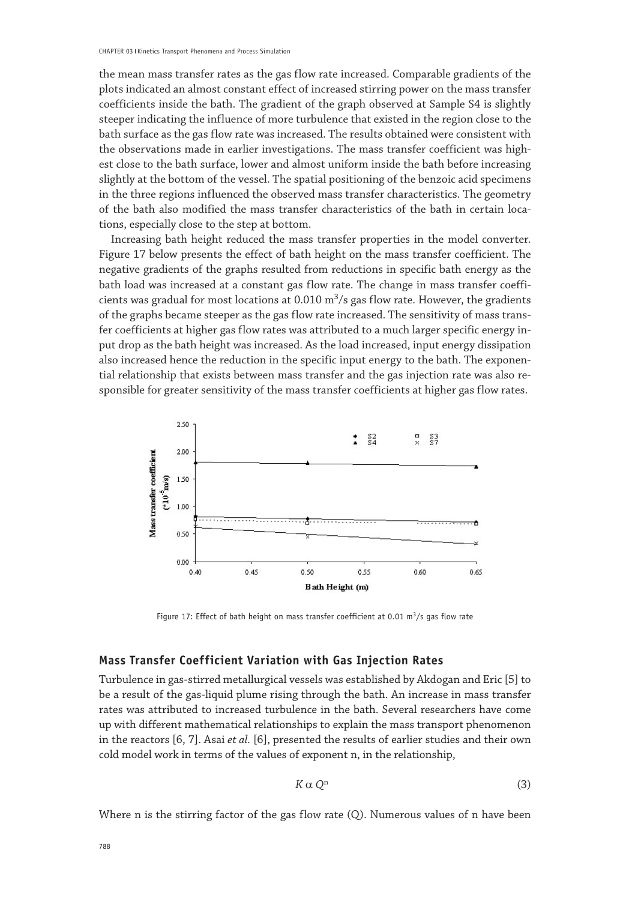the mean mass transfer rates as the gas flow rate increased. Comparable gradients of the plots indicated an almost constant effect of increased stirring power on the mass transfer coefficients inside the bath. The gradient of the graph observed at Sample S4 is slightly steeper indicating the influence of more turbulence that existed in the region close to the bath surface as the gas flow rate was increased. The results obtained were consistent with the observations made in earlier investigations. The mass transfer coefficient was highest close to the bath surface, lower and almost uniform inside the bath before increasing slightly at the bottom of the vessel. The spatial positioning of the benzoic acid specimens in the three regions influenced the observed mass transfer characteristics. The geometry of the bath also modified the mass transfer characteristics of the bath in certain locations, especially close to the step at bottom.

Increasing bath height reduced the mass transfer properties in the model converter. Figure 17 below presents the effect of bath height on the mass transfer coefficient. The negative gradients of the graphs resulted from reductions in specific bath energy as the bath load was increased at a constant gas flow rate. The change in mass transfer coefficients was gradual for most locations at 0.010 $m^3/s$ gas flow rate. However, the gradients of the graphs became steeper as the gas flow rate increased. The sensitivity of mass transfer coefficients at higher gas flow rates was attributed to a much larger specific energy input drop as the bath height was increased. As the load increased, input energy dissipation also increased hence the reduction in the specific input energy to the bath. The exponential relationship that exists between mass transfer and the gas injection rate was also responsible for greater sensitivity of the mass transfer coefficients at higher gas flow rates.

Mass transfer coefficient (*10^-5 m/s)

2.50
2.00
1.50
1.00
0.50
0.00

0.40 0.45 0.50 0.55 0.60 0.65

Bath Height (m)

S2 S3
S4 S7

Figure 17: Effect of bath height on mass transfer coefficient at 0.01 $m^3/s$ gas flow rate

## Mass Transfer Coefficient Variation with Gas Injection Rates

Turbulence in gas-stirred metallurgical vessels was established by Akdogan and Eric [5] to be a result of the gas-liquid plume rising through the bath. An increase in mass transfer rates was attributed to increased turbulence in the bath. Several researchers have come up with different mathematical relationships to explain the mass transport phenomenon in the reactors [6, 7]. Asai *et al.* [6], presented the results of earlier studies and their own cold model work in terms of the values of exponent n, in the relationship,

$$K \propto Q^n \tag{3}$$

Where n is the stirring factor of the gas flow rate (Q). Numerous values of n have been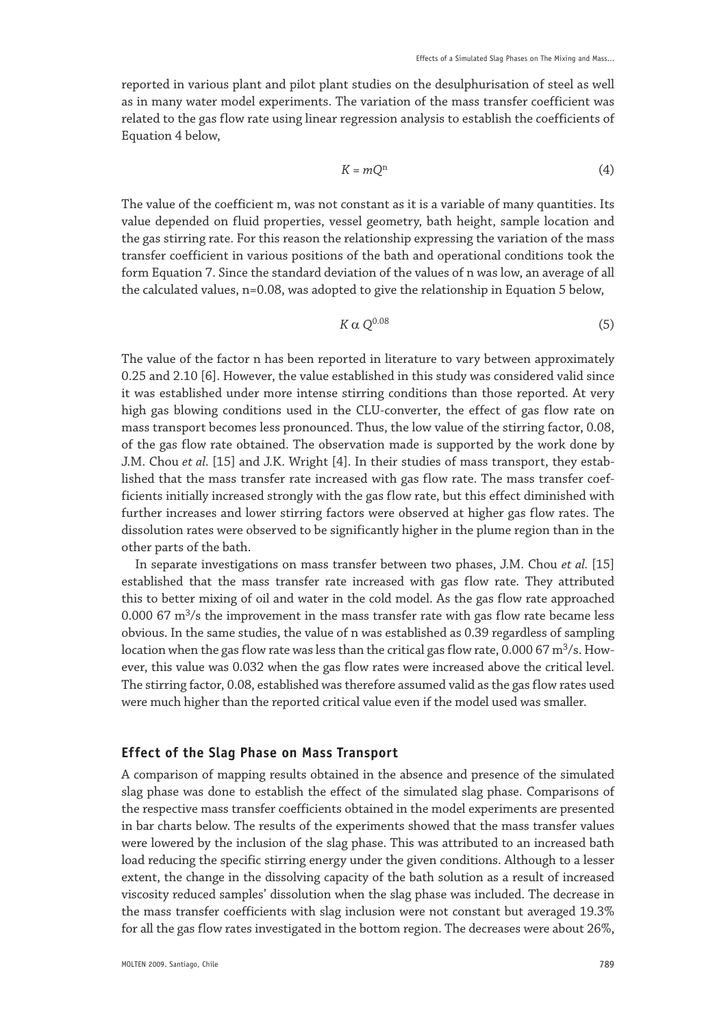reported in various plant and pilot plant studies on the desulphurisation of steel as well as in many water model experiments. The variation of the mass transfer coefficient was related to the gas flow rate using linear regression analysis to establish the coefficients of Equation 4 below,

$$K = mQ^{n} \tag{4}$$

The value of the coefficient m, was not constant as it is a variable of many quantities. Its value depended on fluid properties, vessel geometry, bath height, sample location and the gas stirring rate. For this reason the relationship expressing the variation of the mass transfer coefficient in various positions of the bath and operational conditions took the form Equation 7. Since the standard deviation of the values of n was low, an average of all the calculated values, n=0.08, was adopted to give the relationship in Equation 5 below,

$$K \alpha Q^{0.08} \tag{5}$$

The value of the factor n has been reported in literature to vary between approximately 0.25 and 2.10 [6]. However, the value established in this study was considered valid since it was established under more intense stirring conditions than those reported. At very high gas blowing conditions used in the CLU-converter, the effect of gas flow rate on mass transport becomes less pronounced. Thus, the low value of the stirring factor, 0.08, of the gas flow rate obtained. The observation made is supported by the work done by J.M. Chou *et al.* [15] and J.K. Wright [4]. In their studies of mass transport, they established that the mass transfer rate increased with gas flow rate. The mass transfer coefficients initially increased strongly with the gas flow rate, but this effect diminished with further increases and lower stirring factors were observed at higher gas flow rates. The dissolution rates were observed to be significantly higher in the plume region than in the other parts of the bath.

In separate investigations on mass transfer between two phases, J.M. Chou *et al.* [15] established that the mass transfer rate increased with gas flow rate. They attributed this to better mixing of oil and water in the cold model. As the gas flow rate approached 0.000 67 $m^3/s$ the improvement in the mass transfer rate with gas flow rate became less obvious. In the same studies, the value of n was established as 0.39 regardless of sampling location when the gas flow rate was less than the critical gas flow rate, 0.000 67 $m^3/s$. However, this value was 0.032 when the gas flow rates were increased above the critical level. The stirring factor, 0.08, established was therefore assumed valid as the gas flow rates used were much higher than the reported critical value even if the model used was smaller.

## Effect of the Slag Phase on Mass Transport

A comparison of mapping results obtained in the absence and presence of the simulated slag phase was done to establish the effect of the simulated slag phase. Comparisons of the respective mass transfer coefficients obtained in the model experiments are presented in bar charts below. The results of the experiments showed that the mass transfer values were lowered by the inclusion of the slag phase. This was attributed to an increased bath load reducing the specific stirring energy under the given conditions. Although to a lesser extent, the change in the dissolving capacity of the bath solution as a result of increased viscosity reduced samples' dissolution when the slag phase was included. The decrease in the mass transfer coefficients with slag inclusion were not constant but averaged 19.3% for all the gas flow rates investigated in the bottom region. The decreases were about 26%,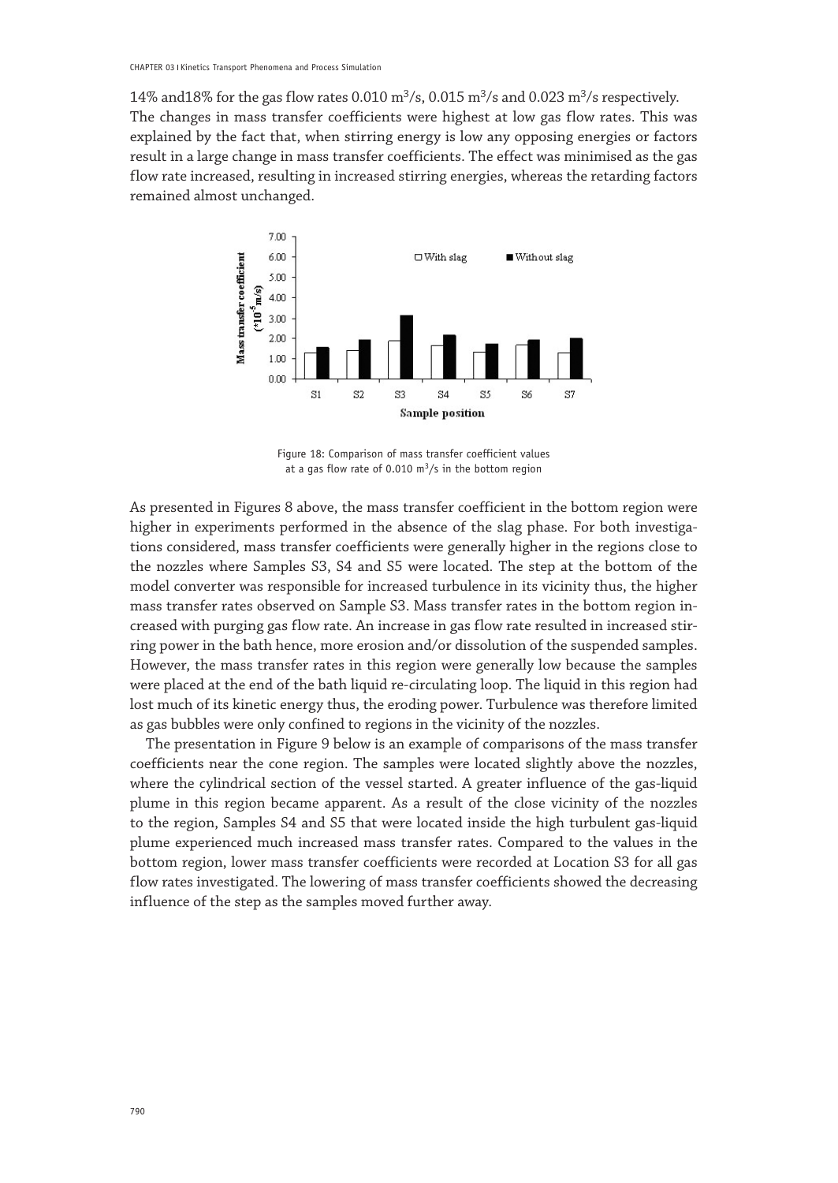14% and18% for the gas flow rates 0.010 $m^3/s$, 0.015 $m^3/s$ and 0.023 $m^3/s$ respectively. The changes in mass transfer coefficients were highest at low gas flow rates. This was explained by the fact that, when stirring energy is low any opposing energies or factors result in a large change in mass transfer coefficients. The effect was minimised as the gas flow rate increased, resulting in increased stirring energies, whereas the retarding factors remained almost unchanged.

Figure 18: Comparison of mass transfer coefficient values at a gas flow rate of 0.010 $m^3/s$ in the bottom region

As presented in Figures 8 above, the mass transfer coefficient in the bottom region were higher in experiments performed in the absence of the slag phase. For both investigations considered, mass transfer coefficients were generally higher in the regions close to the nozzles where Samples S3, S4 and S5 were located. The step at the bottom of the model converter was responsible for increased turbulence in its vicinity thus, the higher mass transfer rates observed on Sample S3. Mass transfer rates in the bottom region increased with purging gas flow rate. An increase in gas flow rate resulted in increased stirring power in the bath hence, more erosion and/or dissolution of the suspended samples. However, the mass transfer rates in this region were generally low because the samples were placed at the end of the bath liquid re-circulating loop. The liquid in this region had lost much of its kinetic energy thus, the eroding power. Turbulence was therefore limited as gas bubbles were only confined to regions in the vicinity of the nozzles.

The presentation in Figure 9 below is an example of comparisons of the mass transfer coefficients near the cone region. The samples were located slightly above the nozzles, where the cylindrical section of the vessel started. A greater influence of the gas-liquid plume in this region became apparent. As a result of the close vicinity of the nozzles to the region, Samples S4 and S5 that were located inside the high turbulent gas-liquid plume experienced much increased mass transfer rates. Compared to the values in the bottom region, lower mass transfer coefficients were recorded at Location S3 for all gas flow rates investigated. The lowering of mass transfer coefficients showed the decreasing influence of the step as the samples moved further away.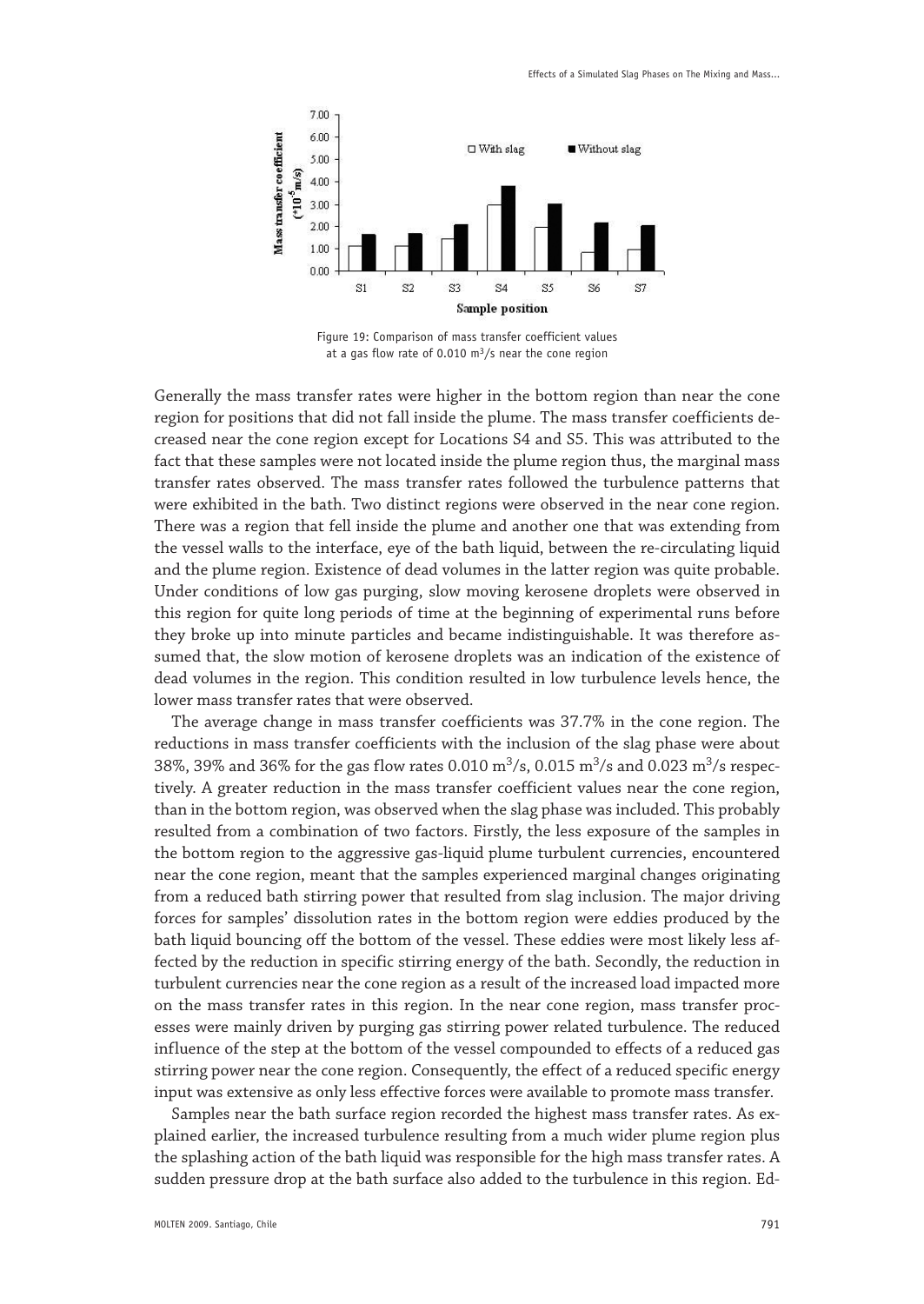Figure 19: Comparison of mass transfer coefficient values at a gas flow rate of 0.010 $m^3/s$ near the cone region

Generally the mass transfer rates were higher in the bottom region than near the cone region for positions that did not fall inside the plume. The mass transfer coefficients decreased near the cone region except for Locations S4 and S5. This was attributed to the fact that these samples were not located inside the plume region thus, the marginal mass transfer rates observed. The mass transfer rates followed the turbulence patterns that were exhibited in the bath. Two distinct regions were observed in the near cone region. There was a region that fell inside the plume and another one that was extending from the vessel walls to the interface, eye of the bath liquid, between the re-circulating liquid and the plume region. Existence of dead volumes in the latter region was quite probable. Under conditions of low gas purging, slow moving kerosene droplets were observed in this region for quite long periods of time at the beginning of experimental runs before they broke up into minute particles and became indistinguishable. It was therefore assumed that, the slow motion of kerosene droplets was an indication of the existence of dead volumes in the region. This condition resulted in low turbulence levels hence, the lower mass transfer rates that were observed.

The average change in mass transfer coefficients was 37.7% in the cone region. The reductions in mass transfer coefficients with the inclusion of the slag phase were about 38%, 39% and 36% for the gas flow rates 0.010 $m^3/s$, 0.015 $m^3/s$ and 0.023 $m^3/s$ respectively. A greater reduction in the mass transfer coefficient values near the cone region, than in the bottom region, was observed when the slag phase was included. This probably resulted from a combination of two factors. Firstly, the less exposure of the samples in the bottom region to the aggressive gas-liquid plume turbulent currencies, encountered near the cone region, meant that the samples experienced marginal changes originating from a reduced bath stirring power that resulted from slag inclusion. The major driving forces for samples' dissolution rates in the bottom region were eddies produced by the bath liquid bouncing off the bottom of the vessel. These eddies were most likely less affected by the reduction in specific stirring energy of the bath. Secondly, the reduction in turbulent currencies near the cone region as a result of the increased load impacted more on the mass transfer rates in this region. In the near cone region, mass transfer processes were mainly driven by purging gas stirring power related turbulence. The reduced influence of the step at the bottom of the vessel compounded to effects of a reduced gas stirring power near the cone region. Consequently, the effect of a reduced specific energy input was extensive as only less effective forces were available to promote mass transfer.

Samples near the bath surface region recorded the highest mass transfer rates. As explained earlier, the increased turbulence resulting from a much wider plume region plus the splashing action of the bath liquid was responsible for the high mass transfer rates. A sudden pressure drop at the bath surface also added to the turbulence in this region. Ed-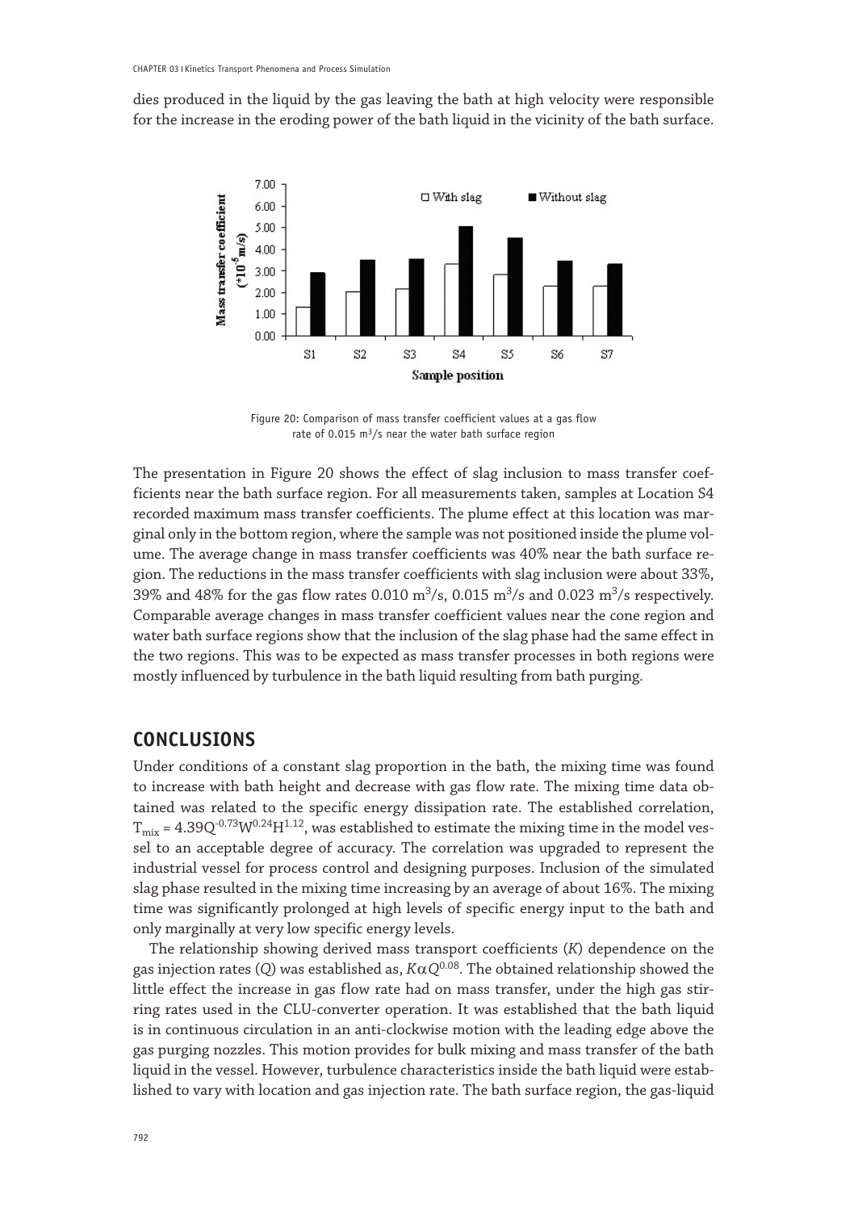dies produced in the liquid by the gas leaving the bath at high velocity were responsible for the increase in the eroding power of the bath liquid in the vicinity of the bath surface.

Figure 20: Comparison of mass transfer coefficient values at a gas flow rate of 0.015 $m^3/s$ near the water bath surface region

The presentation in Figure 20 shows the effect of slag inclusion to mass transfer coefficients near the bath surface region. For all measurements taken, samples at Location S4 recorded maximum mass transfer coefficients. The plume effect at this location was marginal only in the bottom region, where the sample was not positioned inside the plume volume. The average change in mass transfer coefficients was 40% near the bath surface region. The reductions in the mass transfer coefficients with slag inclusion were about 33%, 39% and 48% for the gas flow rates 0.010 $m^3/s$, 0.015 $m^3/s$ and 0.023 $m^3/s$ respectively. Comparable average changes in mass transfer coefficient values near the cone region and water bath surface regions show that the inclusion of the slag phase had the same effect in the two regions. This was to be expected as mass transfer processes in both regions were mostly influenced by turbulence in the bath liquid resulting from bath purging.

## CONCLUSIONS

Under conditions of a constant slag proportion in the bath, the mixing time was found to increase with bath height and decrease with gas flow rate. The mixing time data obtained was related to the specific energy dissipation rate. The established correlation, $T_{mix} = 4.39Q^{-0.73}W^{0.24}H^{1.12}$, was established to estimate the mixing time in the model vessel to an acceptable degree of accuracy. The correlation was upgraded to represent the industrial vessel for process control and designing purposes. Inclusion of the simulated slag phase resulted in the mixing time increasing by an average of about 16%. The mixing time was significantly prolonged at high levels of specific energy input to the bath and only marginally at very low specific energy levels.

The relationship showing derived mass transport coefficients ($K$) dependence on the gas injection rates ($Q$) was established as, $K \alpha Q^{0.08}$. The obtained relationship showed the little effect the increase in gas flow rate had on mass transfer, under the high gas stirring rates used in the CLU-converter operation. It was established that the bath liquid is in continuous circulation in an anti-clockwise motion with the leading edge above the gas purging nozzles. This motion provides for bulk mixing and mass transfer of the bath liquid in the vessel. However, turbulence characteristics inside the bath liquid were established to vary with location and gas injection rate. The bath surface region, the gas-liquid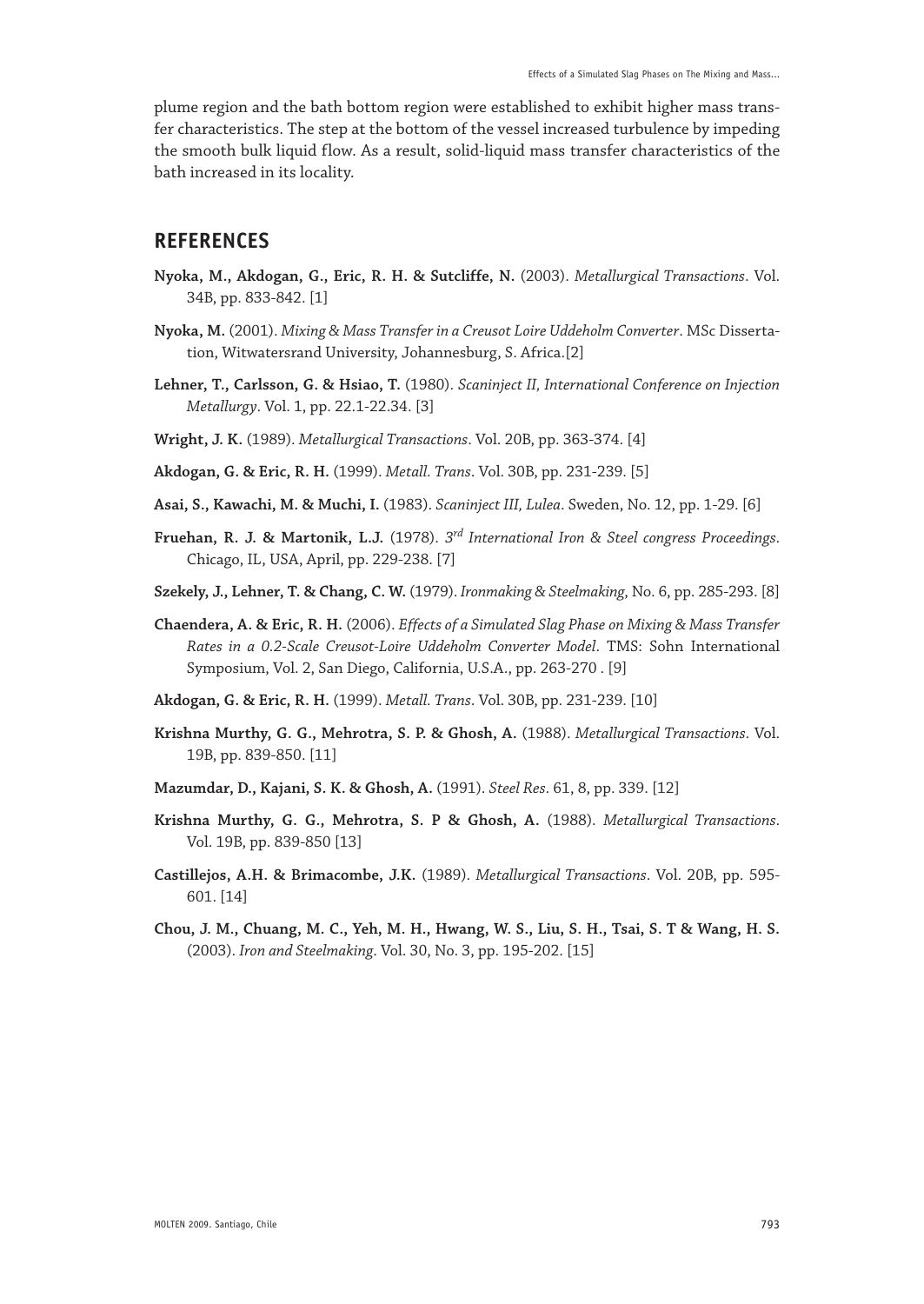plume region and the bath bottom region were established to exhibit higher mass transfer characteristics. The step at the bottom of the vessel increased turbulence by impeding the smooth bulk liquid flow. As a result, solid-liquid mass transfer characteristics of the bath increased in its locality.

## REFERENCES

**Nyoka, M., Akdogan, G., Eric, R. H. & Sutcliffe, N.** (2003). *Metallurgical Transactions*. Vol. 34B, pp. 833-842. [1]

**Nyoka, M.** (2001). *Mixing & Mass Transfer in a Creusot Loire Uddeholm Converter*. MSc Dissertation, Witwatersrand University, Johannesburg, S. Africa.[2]

**Lehner, T., Carlsson, G. & Hsiao, T.** (1980). *Scaninject II, International Conference on Injection Metallurgy*. Vol. 1, pp. 22.1-22.34. [3]

**Wright, J. K.** (1989). *Metallurgical Transactions*. Vol. 20B, pp. 363-374. [4]

**Akdogan, G. & Eric, R. H.** (1999). *Metall. Trans*. Vol. 30B, pp. 231-239. [5]

**Asai, S., Kawachi, M. & Muchi, I.** (1983). *Scaninject III, Lulea*. Sweden, No. 12, pp. 1-29. [6]

**Fruehan, R. J. & Martonik, L.J.** (1978). *3rd International Iron & Steel congress Proceedings*. Chicago, IL, USA, April, pp. 229-238. [7]

**Szekely, J., Lehner, T. & Chang, C. W.** (1979). *Ironmaking & Steelmaking*, No. 6, pp. 285-293. [8]

**Chaendera, A. & Eric, R. H.** (2006). *Effects of a Simulated Slag Phase on Mixing & Mass Transfer Rates in a 0.2-Scale Creusot-Loire Uddeholm Converter Model*. TMS: Sohn International Symposium, Vol. 2, San Diego, California, U.S.A., pp. 263-270 . [9]

**Akdogan, G. & Eric, R. H.** (1999). *Metall. Trans*. Vol. 30B, pp. 231-239. [10]

**Krishna Murthy, G. G., Mehrotra, S. P. & Ghosh, A.** (1988). *Metallurgical Transactions*. Vol. 19B, pp. 839-850. [11]

**Mazumdar, D., Kajani, S. K. & Ghosh, A.** (1991). *Steel Res*. 61, 8, pp. 339. [12]

**Krishna Murthy, G. G., Mehrotra, S. P & Ghosh, A.** (1988). *Metallurgical Transactions*. Vol. 19B, pp. 839-850 [13]

**Castillejos, A.H. & Brimacombe, J.K.** (1989). *Metallurgical Transactions*. Vol. 20B, pp. 595-601. [14]

**Chou, J. M., Chuang, M. C., Yeh, M. H., Hwang, W. S., Liu, S. H., Tsai, S. T & Wang, H. S.** (2003). *Iron and Steelmaking*. Vol. 30, No. 3, pp. 195-202. [15]